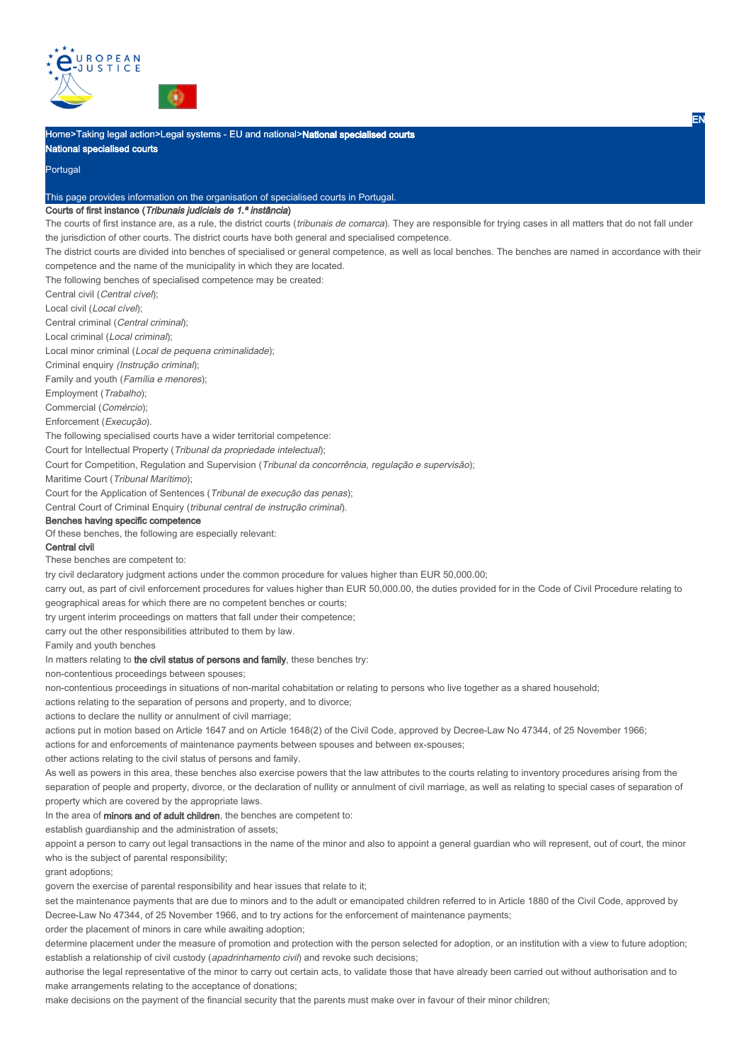Home>Taking legal action>Legal systems - EU and national>**National specialised courts**

**National specialised courts**

Portugal

This page provides information on the organisation of specialised courts in Portugal.

## Courts of first instance (*Tribunais judiciais de 1.ª instância*)

The courts of first instance are, as a rule, the district courts (*tribunais de comarca*). They are responsible for trying cases in all matters that do not fall under the jurisdiction of other courts. The district courts have both general and specialised competence.

The district courts are divided into benches of specialised or general competence, as well as local benches. The benches are named in accordance with their competence and the name of the municipality in which they are located.

The following benches of specialised competence may be created:

- Central civil (*Central cível*);
- Local civil (*Local cível*);
- Central criminal (*Central criminal*);
- Local criminal (*Local criminal*);
- Local minor criminal (*Local de pequena criminalidade*);
- Criminal enquiry *(Instrução criminal*);
- Family and youth (*Família e menores*);
- Employment (*Trabalho*);
- Commercial (*Comércio*);
- Enforcement (*Execução*).

The following specialised courts have a wider territorial competence:

- Court for Intellectual Property (*Tribunal da propriedade intelectual*);
- Court for Competition, Regulation and Supervision (*Tribunal da concorrência, regulação e supervisão*);
- Maritime Court (*Tribunal Marítimo*);
- Court for the Application of Sentences (*Tribunal de execução das penas*);
- Central Court of Criminal Enquiry (*tribunal central de instrução criminal*).

### Benches having specific competence

Of these benches, the following are especially relevant:

#### Central civil

These benches are competent to:

- try civil declaratory judgment actions under the common procedure for values higher than EUR 50,000.00;
- carry out, as part of civil enforcement procedures for values higher than EUR 50,000.00, the duties provided for in the Code of Civil Procedure relating to geographical areas for which there are no competent benches or courts;
- try urgent interim proceedings on matters that fall under their competence;
- carry out the other responsibilities attributed to them by law.

Family and youth benches

In matters relating to **the civil status of persons and family**, these benches try:

- non-contentious proceedings between spouses;
- non-contentious proceedings in situations of non-marital cohabitation or relating to persons who live together as a shared household;
- actions relating to the separation of persons and property, and to divorce;
- actions to declare the nullity or annulment of civil marriage;
- actions put in motion based on Article 1647 and on Article 1648(2) of the Civil Code, approved by Decree-Law No 47344, of 25 November 1966;
- actions for and enforcements of maintenance payments between spouses and between ex-spouses;
- other actions relating to the civil status of persons and family.

As well as powers in this area, these benches also exercise powers that the law attributes to the courts relating to inventory procedures arising from the separation of people and property, divorce, or the declaration of nullity or annulment of civil marriage, as well as relating to special cases of separation of property which are covered by the appropriate laws.

In the area of **minors and of adult children**, the benches are competent to:

- establish guardianship and the administration of assets;
- appoint a person to carry out legal transactions in the name of the minor and also to appoint a general guardian who will represent, out of court, the minor who is the subject of parental responsibility;
- grant adoptions;
- govern the exercise of parental responsibility and hear issues that relate to it;
- set the maintenance payments that are due to minors and to the adult or emancipated children referred to in Article 1880 of the Civil Code, approved by Decree-Law No 47344, of 25 November 1966, and to try actions for the enforcement of maintenance payments;
- order the placement of minors in care while awaiting adoption;
- determine placement under the measure of promotion and protection with the person selected for adoption, or an institution with a view to future adoption;
- establish a relationship of civil custody (*apadrinhamento civil*) and revoke such decisions;
- authorise the legal representative of the minor to carry out certain acts, to validate those that have already been carried out without authorisation and to make arrangements relating to the acceptance of donations;
- make decisions on the payment of the financial security that the parents must make over in favour of their minor children;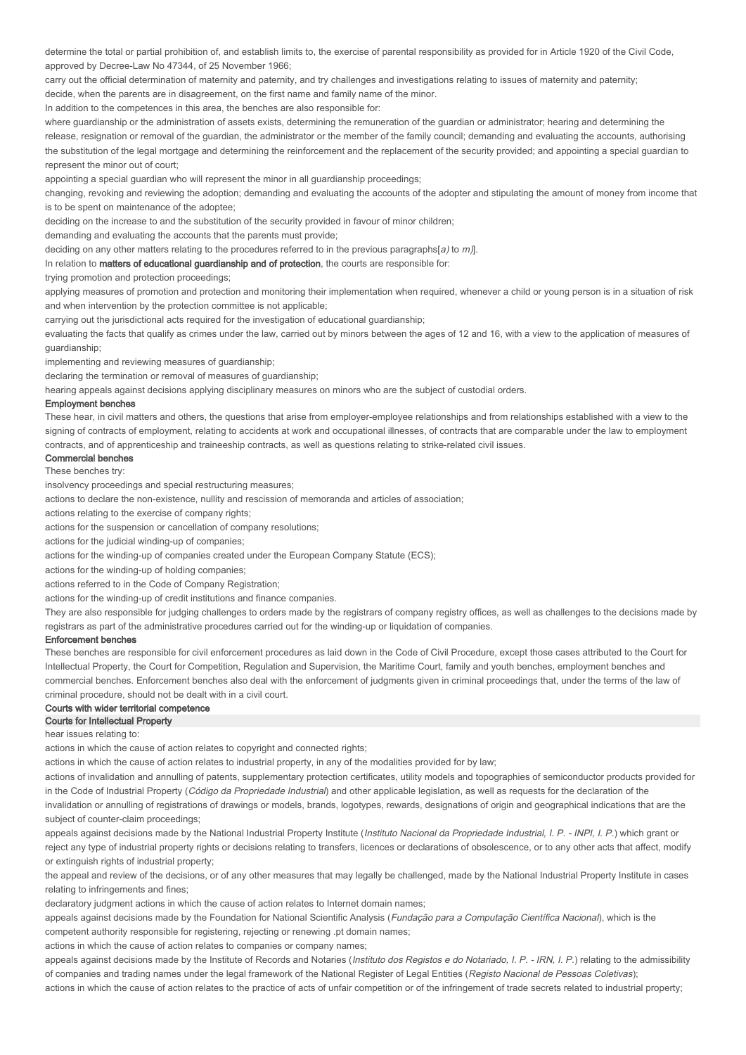determine the total or partial prohibition of, and establish limits to, the exercise of parental responsibility as provided for in Article 1920 of the Civil Code, approved by Decree-Law No 47344, of 25 November 1966;

carry out the official determination of maternity and paternity, and try challenges and investigations relating to issues of maternity and paternity;

decide, when the parents are in disagreement, on the first name and family name of the minor.

In addition to the competences in this area, the benches are also responsible for:

where guardianship or the administration of assets exists, determining the remuneration of the guardian or administrator; hearing and determining the release, resignation or removal of the guardian, the administrator or the member of the family council; demanding and evaluating the accounts, authorising the substitution of the legal mortgage and determining the reinforcement and the replacement of the security provided; and appointing a special guardian to represent the minor out of court;

appointing a special guardian who will represent the minor in all guardianship proceedings;

changing, revoking and reviewing the adoption; demanding and evaluating the accounts of the adopter and stipulating the amount of money from income that is to be spent on maintenance of the adoptee;

deciding on the increase to and the substitution of the security provided in favour of minor children;

demanding and evaluating the accounts that the parents must provide;

deciding on any other matters relating to the procedures referred to in the previous paragraphs[*a)* to *m)*].

In relation to **matters of educational guardianship and of protection**, the courts are responsible for:

trying promotion and protection proceedings;

applying measures of promotion and protection and monitoring their implementation when required, whenever a child or young person is in a situation of risk and when intervention by the protection committee is not applicable;

carrying out the jurisdictional acts required for the investigation of educational guardianship;

evaluating the facts that qualify as crimes under the law, carried out by minors between the ages of 12 and 16, with a view to the application of measures of guardianship;

implementing and reviewing measures of guardianship;

declaring the termination or removal of measures of guardianship;

hearing appeals against decisions applying disciplinary measures on minors who are the subject of custodial orders.

**Employment benches**

These hear, in civil matters and others, the questions that arise from employer-employee relationships and from relationships established with a view to the signing of contracts of employment, relating to accidents at work and occupational illnesses, of contracts that are comparable under the law to employment contracts, and of apprenticeship and traineeship contracts, as well as questions relating to strike-related civil issues.

**Commercial benches**

These benches try:

insolvency proceedings and special restructuring measures;

actions to declare the non-existence, nullity and rescission of memoranda and articles of association;

actions relating to the exercise of company rights;

actions for the suspension or cancellation of company resolutions;

actions for the judicial winding-up of companies;

actions for the winding-up of companies created under the European Company Statute (ECS);

actions for the winding-up of holding companies;

actions referred to in the Code of Company Registration;

actions for the winding-up of credit institutions and finance companies.

They are also responsible for judging challenges to orders made by the registrars of company registry offices, as well as challenges to the decisions made by registrars as part of the administrative procedures carried out for the winding-up or liquidation of companies.

**Enforcement benches**

These benches are responsible for civil enforcement procedures as laid down in the Code of Civil Procedure, except those cases attributed to the Court for Intellectual Property, the Court for Competition, Regulation and Supervision, the Maritime Court, family and youth benches, employment benches and commercial benches. Enforcement benches also deal with the enforcement of judgments given in criminal proceedings that, under the terms of the law of criminal procedure, should not be dealt with in a civil court.

**Courts with wider territorial competence**

**Courts for Intellectual Property**

hear issues relating to:

actions in which the cause of action relates to copyright and connected rights;

actions in which the cause of action relates to industrial property, in any of the modalities provided for by law;

actions of invalidation and annulling of patents, supplementary protection certificates, utility models and topographies of semiconductor products provided for in the Code of Industrial Property (*Código da Propriedade Industrial*) and other applicable legislation, as well as requests for the declaration of the invalidation or annulling of registrations of drawings or models, brands, logotypes, rewards, designations of origin and geographical indications that are the subject of counter-claim proceedings;

appeals against decisions made by the National Industrial Property Institute (*Instituto Nacional da Propriedade Industrial, I. P. - INPI, I. P.*) which grant or reject any type of industrial property rights or decisions relating to transfers, licences or declarations of obsolescence, or to any other acts that affect, modify or extinguish rights of industrial property;

the appeal and review of the decisions, or of any other measures that may legally be challenged, made by the National Industrial Property Institute in cases relating to infringements and fines;

declaratory judgment actions in which the cause of action relates to Internet domain names;

appeals against decisions made by the Foundation for National Scientific Analysis (*Fundação para a Computação Científica Nacional*), which is the competent authority responsible for registering, rejecting or renewing .pt domain names;

actions in which the cause of action relates to companies or company names;

appeals against decisions made by the Institute of Records and Notaries (*Instituto dos Registos e do Notariado, I. P. - IRN, I. P.*) relating to the admissibility of companies and trading names under the legal framework of the National Register of Legal Entities (*Registo Nacional de Pessoas Coletivas*);

actions in which the cause of action relates to the practice of acts of unfair competition or of the infringement of trade secrets related to industrial property;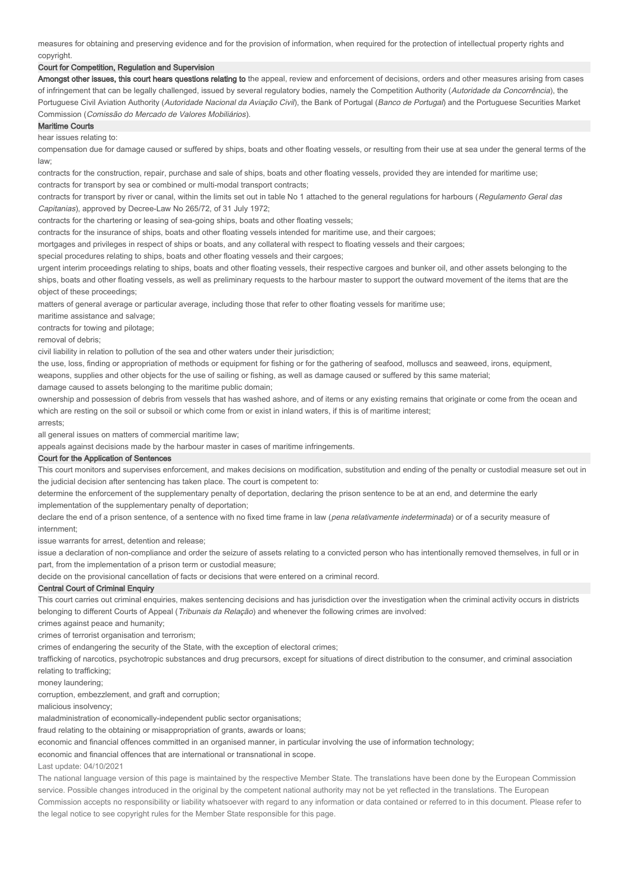measures for obtaining and preserving evidence and for the provision of information, when required for the protection of intellectual property rights and copyright.

### Court for Competition, Regulation and Supervision

**Amongst other issues, this court hears questions relating to** the appeal, review and enforcement of decisions, orders and other measures arising from cases of infringement that can be legally challenged, issued by several regulatory bodies, namely the Competition Authority (*Autoridade da Concorrência*), the Portuguese Civil Aviation Authority (*Autoridade Nacional da Aviação Civil*), the Bank of Portugal (*Banco de Portugal*) and the Portuguese Securities Market Commission (*Comissão do Mercado de Valores Mobiliários*).

### Maritime Courts

hear issues relating to:

compensation due for damage caused or suffered by ships, boats and other floating vessels, or resulting from their use at sea under the general terms of the law;

contracts for the construction, repair, purchase and sale of ships, boats and other floating vessels, provided they are intended for maritime use;

contracts for transport by sea or combined or multi-modal transport contracts;

contracts for transport by river or canal, within the limits set out in table No 1 attached to the general regulations for harbours (*Regulamento Geral das Capitanias*), approved by Decree-Law No 265/72, of 31 July 1972;

contracts for the chartering or leasing of sea-going ships, boats and other floating vessels;

contracts for the insurance of ships, boats and other floating vessels intended for maritime use, and their cargoes;

mortgages and privileges in respect of ships or boats, and any collateral with respect to floating vessels and their cargoes;

special procedures relating to ships, boats and other floating vessels and their cargoes;

urgent interim proceedings relating to ships, boats and other floating vessels, their respective cargoes and bunker oil, and other assets belonging to the ships, boats and other floating vessels, as well as preliminary requests to the harbour master to support the outward movement of the items that are the object of these proceedings;

matters of general average or particular average, including those that refer to other floating vessels for maritime use;

maritime assistance and salvage;

contracts for towing and pilotage;

removal of debris;

civil liability in relation to pollution of the sea and other waters under their jurisdiction;

the use, loss, finding or appropriation of methods or equipment for fishing or for the gathering of seafood, molluscs and seaweed, irons, equipment, weapons, supplies and other objects for the use of sailing or fishing, as well as damage caused or suffered by this same material;

damage caused to assets belonging to the maritime public domain;

ownership and possession of debris from vessels that has washed ashore, and of items or any existing remains that originate or come from the ocean and which are resting on the soil or subsoil or which come from or exist in inland waters, if this is of maritime interest;

arrests;

all general issues on matters of commercial maritime law;

appeals against decisions made by the harbour master in cases of maritime infringements.

### Court for the Application of Sentences

This court monitors and supervises enforcement, and makes decisions on modification, substitution and ending of the penalty or custodial measure set out in the judicial decision after sentencing has taken place. The court is competent to:

determine the enforcement of the supplementary penalty of deportation, declaring the prison sentence to be at an end, and determine the early implementation of the supplementary penalty of deportation;

declare the end of a prison sentence, of a sentence with no fixed time frame in law (*pena relativamente indeterminada*) or of a security measure of internment;

issue warrants for arrest, detention and release;

issue a declaration of non-compliance and order the seizure of assets relating to a convicted person who has intentionally removed themselves, in full or in part, from the implementation of a prison term or custodial measure;

decide on the provisional cancellation of facts or decisions that were entered on a criminal record.

### Central Court of Criminal Enquiry

This court carries out criminal enquiries, makes sentencing decisions and has jurisdiction over the investigation when the criminal activity occurs in districts belonging to different Courts of Appeal (*Tribunais da Relação*) and whenever the following crimes are involved:

crimes against peace and humanity;

crimes of terrorist organisation and terrorism;

crimes of endangering the security of the State, with the exception of electoral crimes;

trafficking of narcotics, psychotropic substances and drug precursors, except for situations of direct distribution to the consumer, and criminal association relating to trafficking;

money laundering;

corruption, embezzlement, and graft and corruption;

malicious insolvency;

maladministration of economically-independent public sector organisations;

fraud relating to the obtaining or misappropriation of grants, awards or loans;

economic and financial offences committed in an organised manner, in particular involving the use of information technology;

economic and financial offences that are international or transnational in scope.

Last update: 04/10/2021

The national language version of this page is maintained by the respective Member State. The translations have been done by the European Commission service. Possible changes introduced in the original by the competent national authority may not be yet reflected in the translations. The European Commission accepts no responsibility or liability whatsoever with regard to any information or data contained or referred to in this document. Please refer to the legal notice to see copyright rules for the Member State responsible for this page.